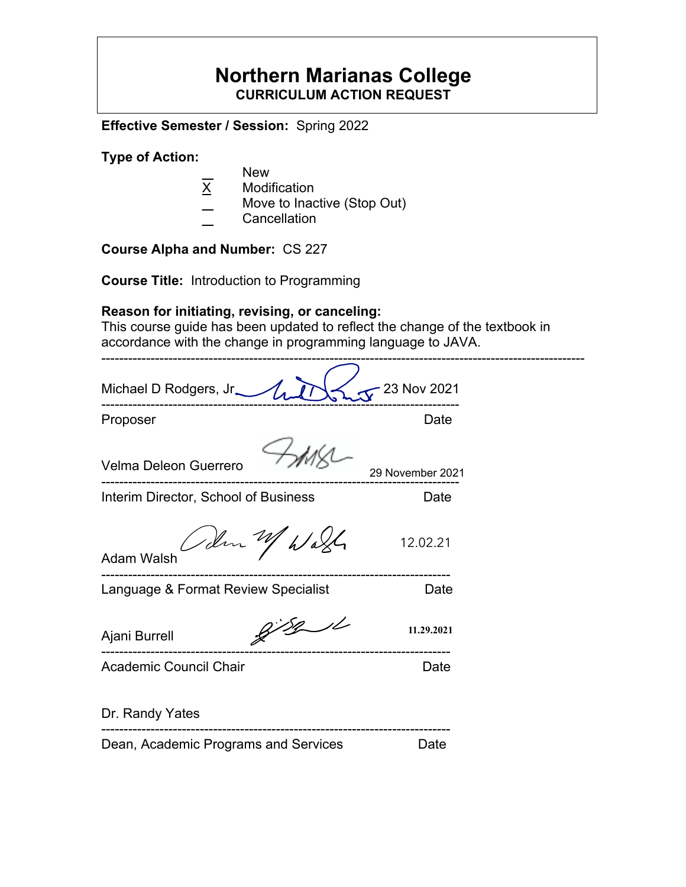# Northern Marianas College

## CURRICULUM ACTION REQUEST

**Effective Semester / Session:** Spring 2022

**Type of Action:**

- _ New
- X Modification
- _ Move to Inactive (Stop Out)
- _ Cancellation

**Course Alpha and Number:** CS 227

**Course Title:** Introduction to Programming

**Reason for initiating, revising, or canceling:**
This course guide has been updated to reflect the change of the textbook in accordance with the change in programming language to JAVA.

---

Michael D Rodgers, Jr. 23 Nov 2021

Proposer Date

Velma Deleon Guerrero 29 November 2021

Interim Director, School of Business Date

Adam Walsh 12.02.21

Language & Format Review Specialist Date

Ajani Burrell 11.29.2021

Academic Council Chair Date

Dr. Randy Yates

Dean, Academic Programs and Services Date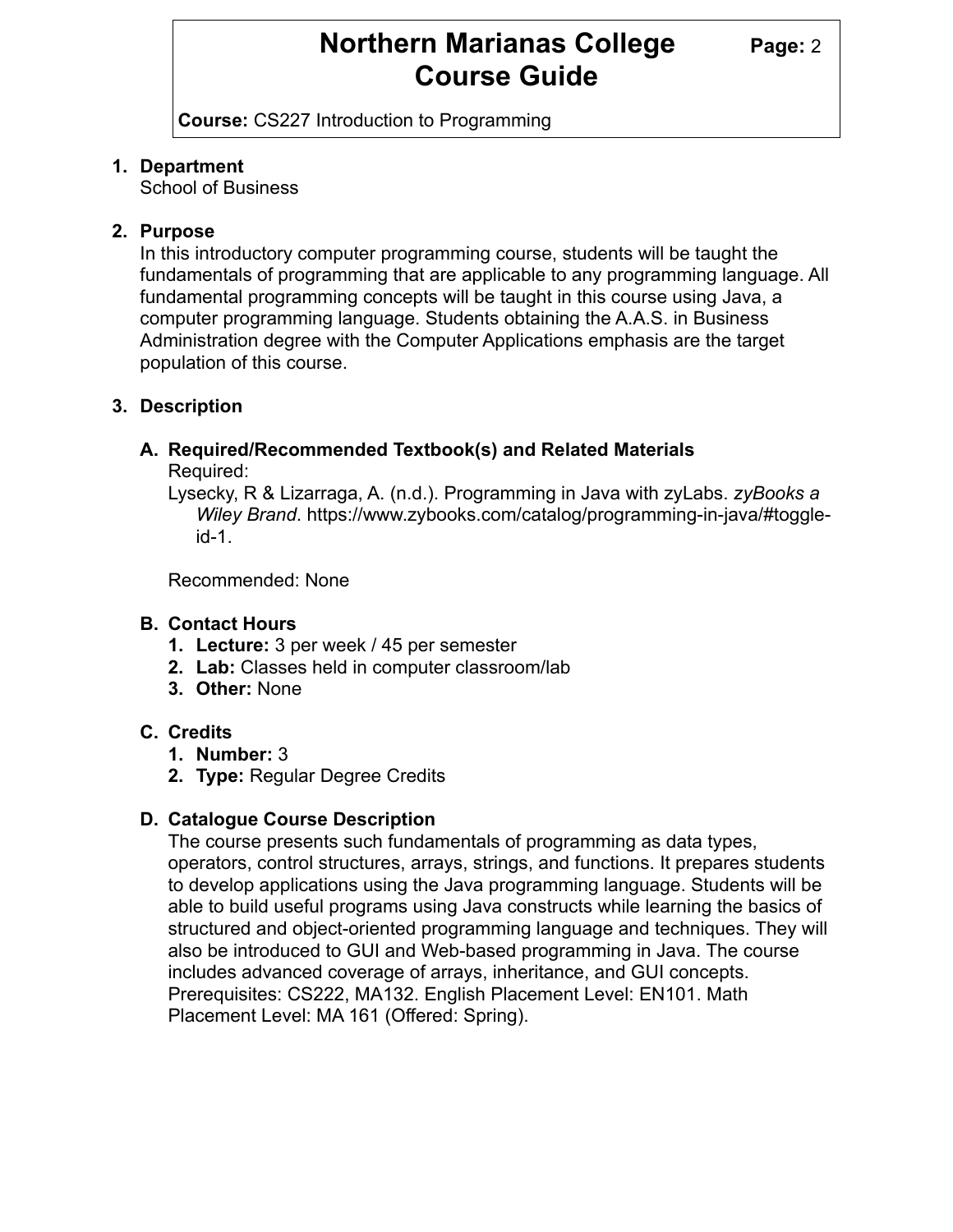# Northern Marianas College Course Guide

**Course:** CS227 Introduction to Programming

1. **Department**
   School of Business

2. **Purpose**
   In this introductory computer programming course, students will be taught the fundamentals of programming that are applicable to any programming language. All fundamental programming concepts will be taught in this course using Java, a computer programming language. Students obtaining the A.A.S. in Business Administration degree with the Computer Applications emphasis are the target population of this course.

3. **Description**

   **A. Required/Recommended Textbook(s) and Related Materials**
   Required:
   Lysecky, R & Lizarraga, A. (n.d.). Programming in Java with zyLabs. *zyBooks a Wiley Brand*. https://www.zybooks.com/catalog/programming-in-java/#toggle-id-1.

   Recommended: None

   **B. Contact Hours**
   1. **Lecture:** 3 per week / 45 per semester
   2. **Lab:** Classes held in computer classroom/lab
   3. **Other:** None

   **C. Credits**
   1. **Number:** 3
   2. **Type:** Regular Degree Credits

   **D. Catalogue Course Description**
   The course presents such fundamentals of programming as data types, operators, control structures, arrays, strings, and functions. It prepares students to develop applications using the Java programming language. Students will be able to build useful programs using Java constructs while learning the basics of structured and object-oriented programming language and techniques. They will also be introduced to GUI and Web-based programming in Java. The course includes advanced coverage of arrays, inheritance, and GUI concepts. Prerequisites: CS222, MA132. English Placement Level: EN101. Math Placement Level: MA 161 (Offered: Spring).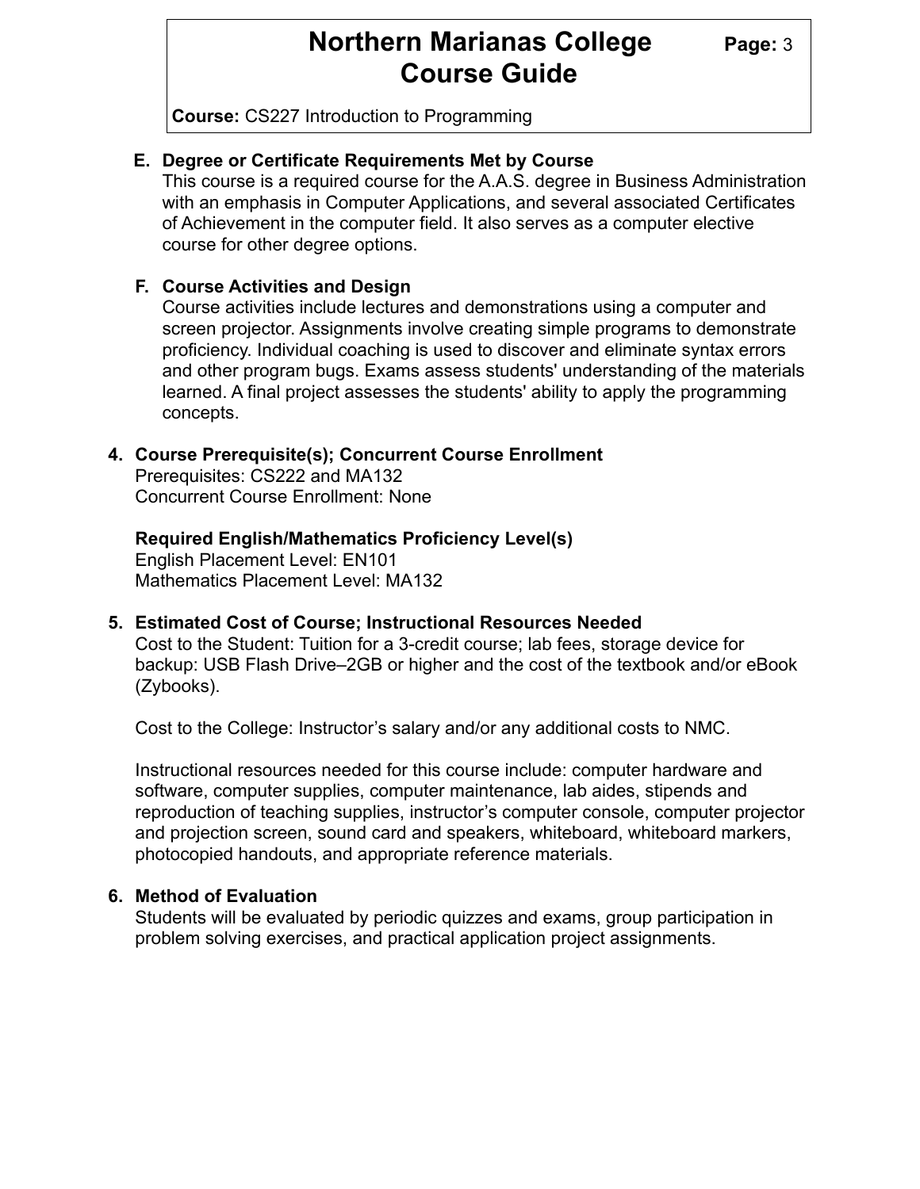### E. Degree or Certificate Requirements Met by Course

This course is a required course for the A.A.S. degree in Business Administration with an emphasis in Computer Applications, and several associated Certificates of Achievement in the computer field. It also serves as a computer elective course for other degree options.

### F. Course Activities and Design

Course activities include lectures and demonstrations using a computer and screen projector. Assignments involve creating simple programs to demonstrate proficiency. Individual coaching is used to discover and eliminate syntax errors and other program bugs. Exams assess students' understanding of the materials learned. A final project assesses the students' ability to apply the programming concepts.

## 4. Course Prerequisite(s); Concurrent Course Enrollment

Prerequisites: CS222 and MA132
Concurrent Course Enrollment: None

**Required English/Mathematics Proficiency Level(s)**

English Placement Level: EN101
Mathematics Placement Level: MA132

## 5. Estimated Cost of Course; Instructional Resources Needed

Cost to the Student: Tuition for a 3-credit course; lab fees, storage device for backup: USB Flash Drive–2GB or higher and the cost of the textbook and/or eBook (Zybooks).

Cost to the College: Instructor's salary and/or any additional costs to NMC.

Instructional resources needed for this course include: computer hardware and software, computer supplies, computer maintenance, lab aides, stipends and reproduction of teaching supplies, instructor's computer console, computer projector and projection screen, sound card and speakers, whiteboard, whiteboard markers, photocopied handouts, and appropriate reference materials.

## 6. Method of Evaluation

Students will be evaluated by periodic quizzes and exams, group participation in problem solving exercises, and practical application project assignments.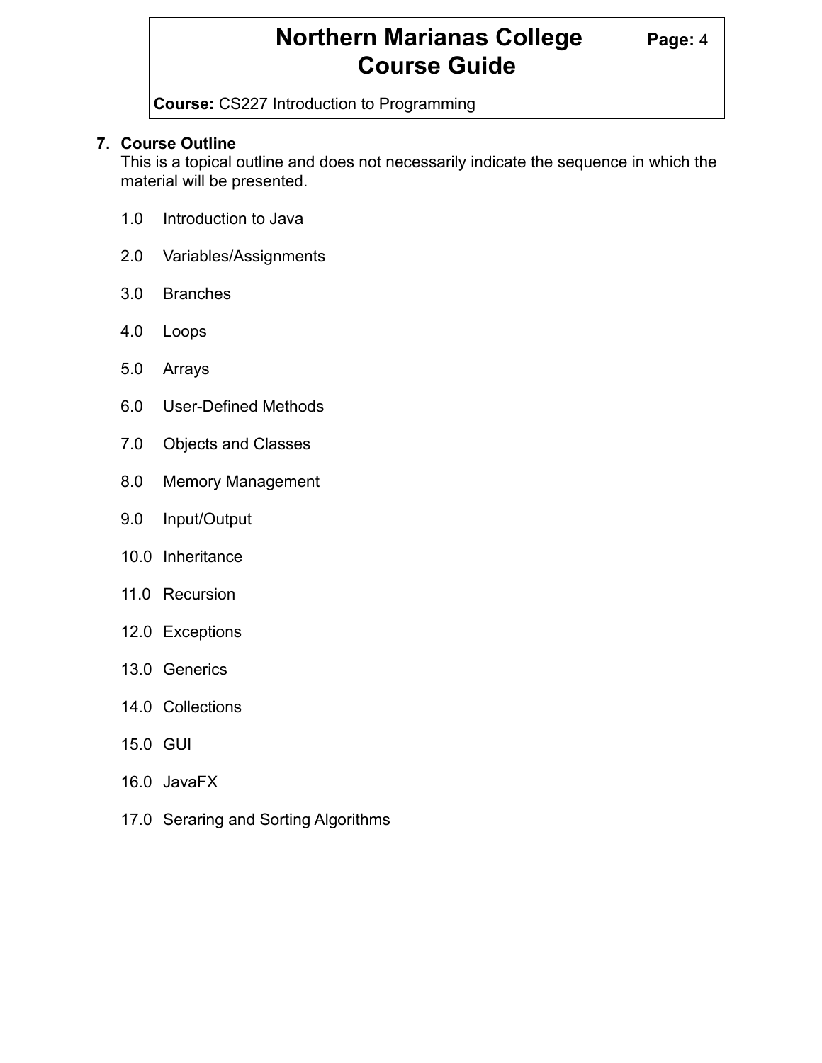## 7. Course Outline

This is a topical outline and does not necessarily indicate the sequence in which the material will be presented.

1.0 Introduction to Java

2.0 Variables/Assignments

3.0 Branches

4.0 Loops

5.0 Arrays

6.0 User-Defined Methods

7.0 Objects and Classes

8.0 Memory Management

9.0 Input/Output

10.0 Inheritance

11.0 Recursion

12.0 Exceptions

13.0 Generics

14.0 Collections

15.0 GUI

16.0 JavaFX

17.0 Seraring and Sorting Algorithms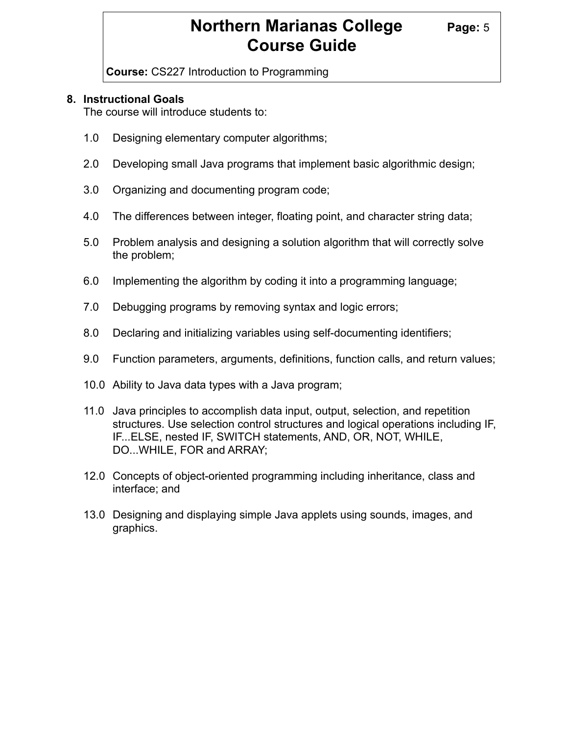## 8. Instructional Goals

The course will introduce students to:

1.0 Designing elementary computer algorithms;

2.0 Developing small Java programs that implement basic algorithmic design;

3.0 Organizing and documenting program code;

4.0 The differences between integer, floating point, and character string data;

5.0 Problem analysis and designing a solution algorithm that will correctly solve the problem;

6.0 Implementing the algorithm by coding it into a programming language;

7.0 Debugging programs by removing syntax and logic errors;

8.0 Declaring and initializing variables using self-documenting identifiers;

9.0 Function parameters, arguments, definitions, function calls, and return values;

10.0 Ability to Java data types with a Java program;

11.0 Java principles to accomplish data input, output, selection, and repetition structures. Use selection control structures and logical operations including IF, IF...ELSE, nested IF, SWITCH statements, AND, OR, NOT, WHILE, DO...WHILE, FOR and ARRAY;

12.0 Concepts of object-oriented programming including inheritance, class and interface; and

13.0 Designing and displaying simple Java applets using sounds, images, and graphics.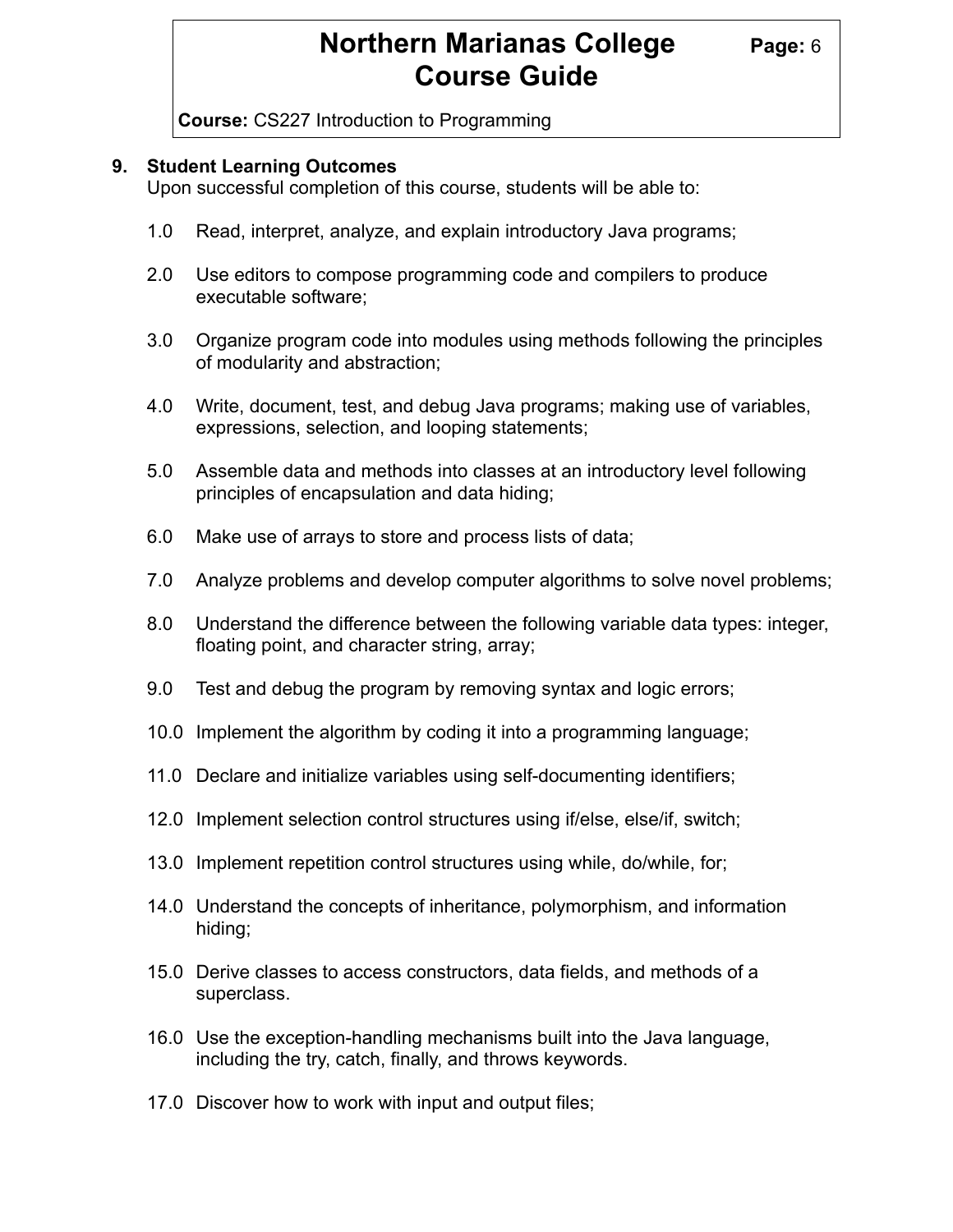## 9. Student Learning Outcomes

Upon successful completion of this course, students will be able to:

1.0 Read, interpret, analyze, and explain introductory Java programs;

2.0 Use editors to compose programming code and compilers to produce executable software;

3.0 Organize program code into modules using methods following the principles of modularity and abstraction;

4.0 Write, document, test, and debug Java programs; making use of variables, expressions, selection, and looping statements;

5.0 Assemble data and methods into classes at an introductory level following principles of encapsulation and data hiding;

6.0 Make use of arrays to store and process lists of data;

7.0 Analyze problems and develop computer algorithms to solve novel problems;

8.0 Understand the difference between the following variable data types: integer, floating point, and character string, array;

9.0 Test and debug the program by removing syntax and logic errors;

10.0 Implement the algorithm by coding it into a programming language;

11.0 Declare and initialize variables using self-documenting identifiers;

12.0 Implement selection control structures using if/else, else/if, switch;

13.0 Implement repetition control structures using while, do/while, for;

14.0 Understand the concepts of inheritance, polymorphism, and information hiding;

15.0 Derive classes to access constructors, data fields, and methods of a superclass.

16.0 Use the exception-handling mechanisms built into the Java language, including the try, catch, finally, and throws keywords.

17.0 Discover how to work with input and output files;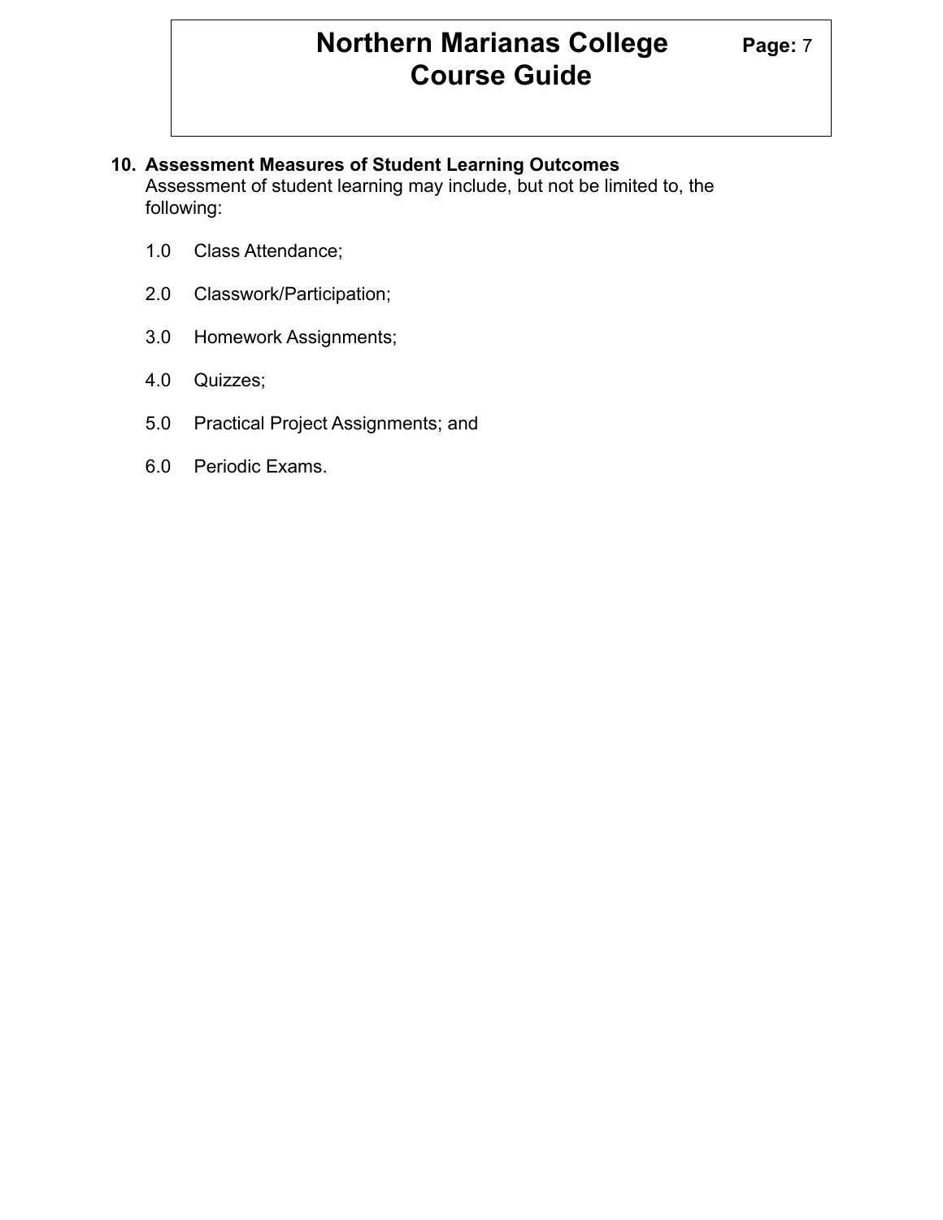**10. Assessment Measures of Student Learning Outcomes**

Assessment of student learning may include, but not be limited to, the following:

1.0 Class Attendance;

2.0 Classwork/Participation;

3.0 Homework Assignments;

4.0 Quizzes;

5.0 Practical Project Assignments; and

6.0 Periodic Exams.